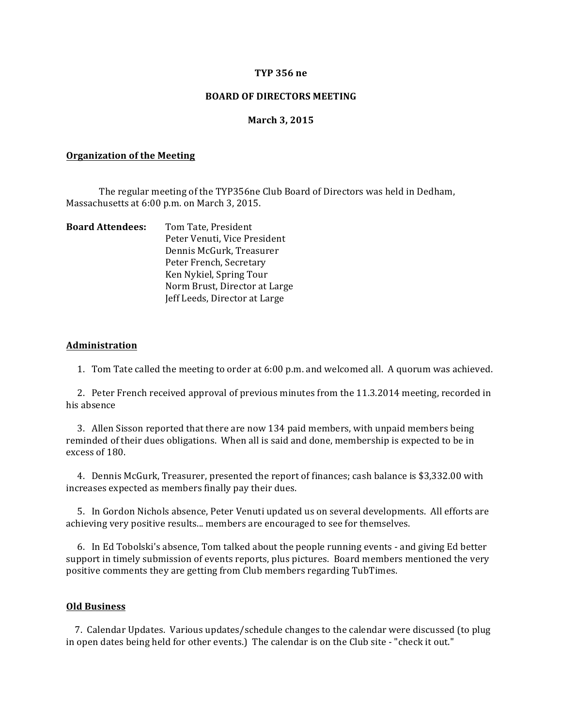**TYP 356 ne**

**BOARD OF DIRECTORS MEETING**

**March 3, 2015**

## Organization of the Meeting

The regular meeting of the TYP356ne Club Board of Directors was held in Dedham, Massachusetts at 6:00 p.m. on March 3, 2015.

**Board Attendees:** Tom Tate, President
Peter Venuti, Vice President
Dennis McGurk, Treasurer
Peter French, Secretary
Ken Nykiel, Spring Tour
Norm Brust, Director at Large
Jeff Leeds, Director at Large

## Administration

1. Tom Tate called the meeting to order at 6:00 p.m. and welcomed all. A quorum was achieved.

2. Peter French received approval of previous minutes from the 11.3.2014 meeting, recorded in his absence

3. Allen Sisson reported that there are now 134 paid members, with unpaid members being reminded of their dues obligations. When all is said and done, membership is expected to be in excess of 180.

4. Dennis McGurk, Treasurer, presented the report of finances; cash balance is $3,332.00 with increases expected as members finally pay their dues.

5. In Gordon Nichols absence, Peter Venuti updated us on several developments. All efforts are achieving very positive results... members are encouraged to see for themselves.

6. In Ed Tobolski's absence, Tom talked about the people running events - and giving Ed better support in timely submission of events reports, plus pictures. Board members mentioned the very positive comments they are getting from Club members regarding TubTimes.

## Old Business

7. Calendar Updates. Various updates/schedule changes to the calendar were discussed (to plug in open dates being held for other events.) The calendar is on the Club site - "check it out."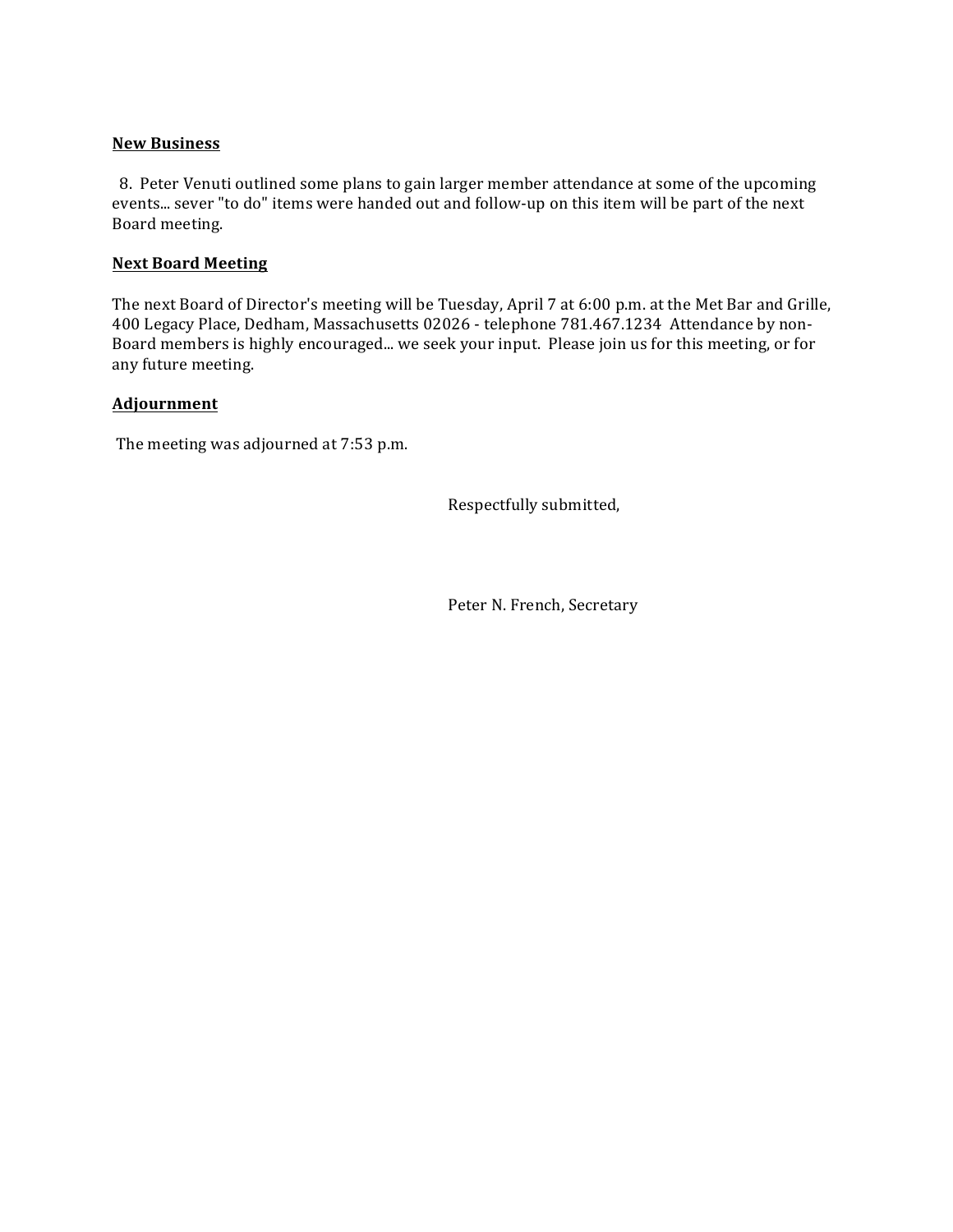**New Business**

8. Peter Venuti outlined some plans to gain larger member attendance at some of the upcoming events... sever "to do" items were handed out and follow-up on this item will be part of the next Board meeting.

**Next Board Meeting**

The next Board of Director's meeting will be Tuesday, April 7 at 6:00 p.m. at the Met Bar and Grille, 400 Legacy Place, Dedham, Massachusetts 02026 - telephone 781.467.1234 Attendance by non-Board members is highly encouraged... we seek your input. Please join us for this meeting, or for any future meeting.

**Adjournment**

The meeting was adjourned at 7:53 p.m.

Respectfully submitted,

Peter N. French, Secretary